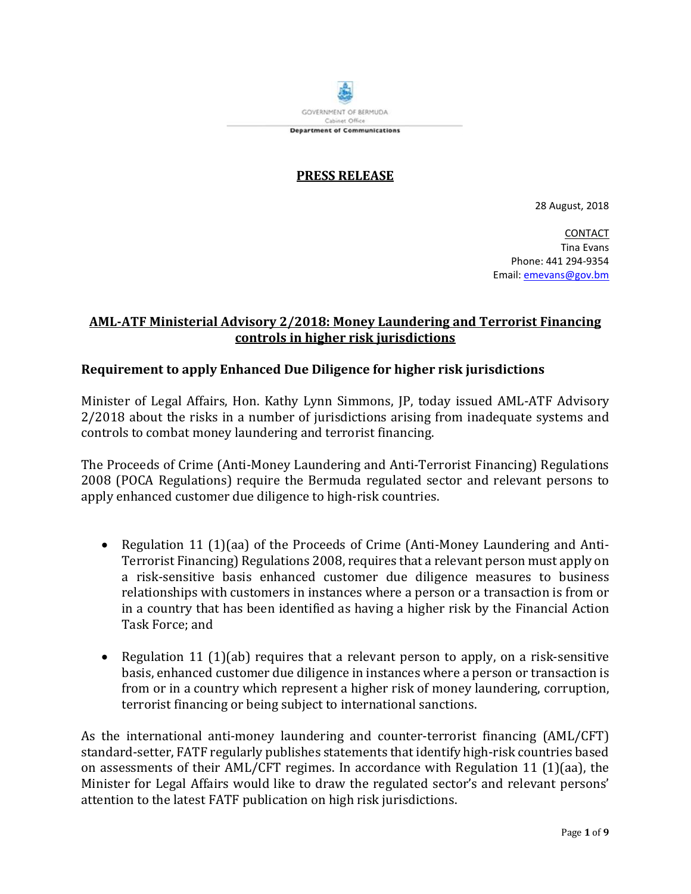GOVERNMENT OF BERMUDA
Cabinet Office
**Department of Communications**

**PRESS RELEASE**

28 August, 2018

CONTACT
Tina Evans
Phone: 441 294-9354
Email: emevans@gov.bm

## AML-ATF Ministerial Advisory 2/2018: Money Laundering and Terrorist Financing controls in higher risk jurisdictions

### Requirement to apply Enhanced Due Diligence for higher risk jurisdictions

Minister of Legal Affairs, Hon. Kathy Lynn Simmons, JP, today issued AML-ATF Advisory 2/2018 about the risks in a number of jurisdictions arising from inadequate systems and controls to combat money laundering and terrorist financing.

The Proceeds of Crime (Anti-Money Laundering and Anti-Terrorist Financing) Regulations 2008 (POCA Regulations) require the Bermuda regulated sector and relevant persons to apply enhanced customer due diligence to high-risk countries.

- Regulation 11 (1)(aa) of the Proceeds of Crime (Anti-Money Laundering and Anti-Terrorist Financing) Regulations 2008, requires that a relevant person must apply on a risk-sensitive basis enhanced customer due diligence measures to business relationships with customers in instances where a person or a transaction is from or in a country that has been identified as having a higher risk by the Financial Action Task Force; and

- Regulation 11 (1)(ab) requires that a relevant person to apply, on a risk-sensitive basis, enhanced customer due diligence in instances where a person or transaction is from or in a country which represent a higher risk of money laundering, corruption, terrorist financing or being subject to international sanctions.

As the international anti-money laundering and counter-terrorist financing (AML/CFT) standard-setter, FATF regularly publishes statements that identify high-risk countries based on assessments of their AML/CFT regimes. In accordance with Regulation 11 (1)(aa), the Minister for Legal Affairs would like to draw the regulated sector's and relevant persons' attention to the latest FATF publication on high risk jurisdictions.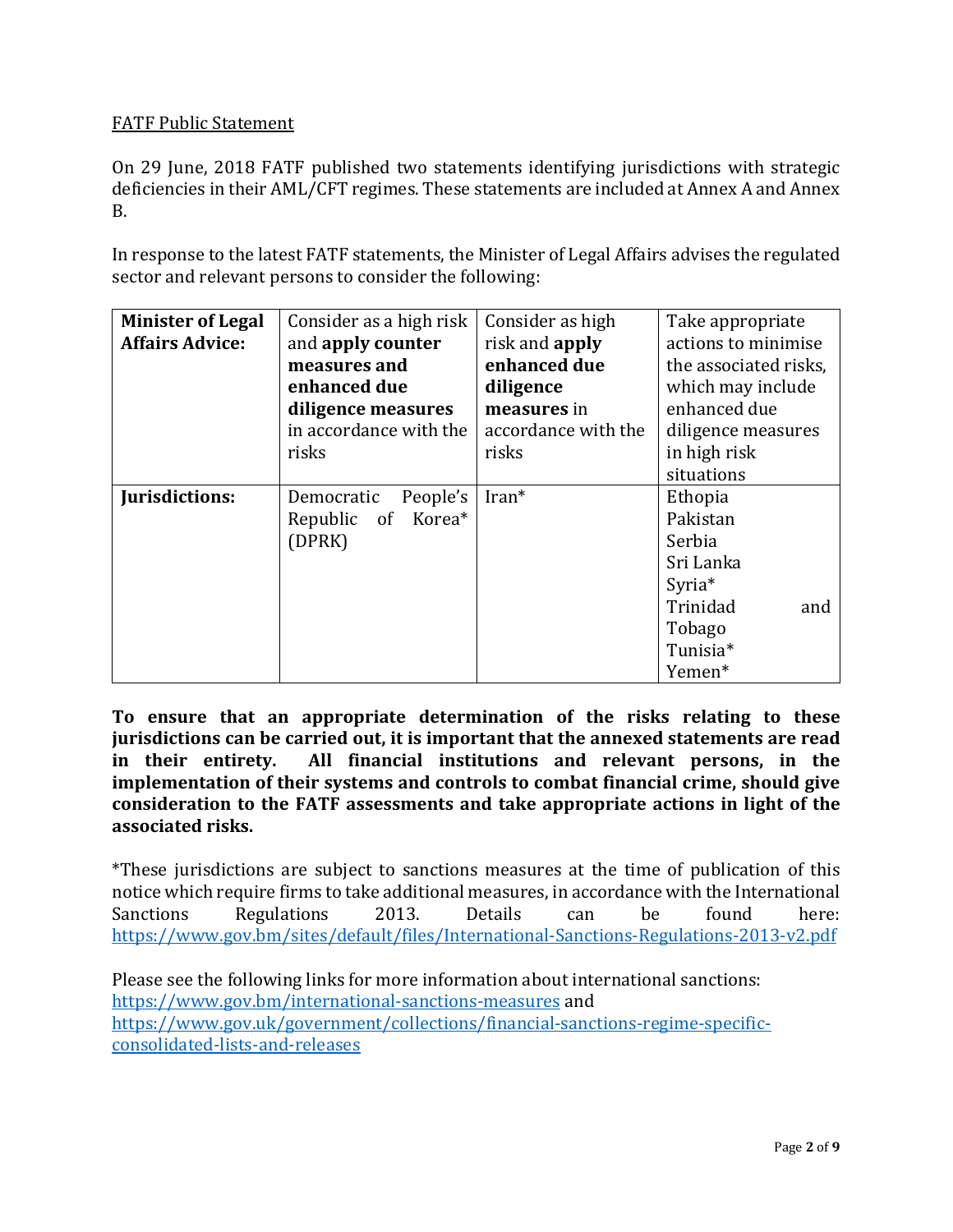<u>FATF Public Statement</u>

On 29 June, 2018 FATF published two statements identifying jurisdictions with strategic deficiencies in their AML/CFT regimes. These statements are included at Annex A and Annex B.

In response to the latest FATF statements, the Minister of Legal Affairs advises the regulated sector and relevant persons to consider the following:

| **Minister of Legal Affairs Advice:** | Consider as a high risk and **apply counter measures and enhanced due diligence measures** in accordance with the risks | Consider as high risk and **apply enhanced due diligence measures** in accordance with the risks | Take appropriate actions to minimise the associated risks, which may include enhanced due diligence measures in high risk situations |
|---|---|---|---|
| **Jurisdictions:** | Democratic People's Republic of Korea* (DPRK) | Iran* | Ethopia<br>Pakistan<br>Serbia<br>Sri Lanka<br>Syria*<br>Trinidad and Tobago<br>Tunisia*<br>Yemen* |

**To ensure that an appropriate determination of the risks relating to these jurisdictions can be carried out, it is important that the annexed statements are read in their entirety. All financial institutions and relevant persons, in the implementation of their systems and controls to combat financial crime, should give consideration to the FATF assessments and take appropriate actions in light of the associated risks.**

*These jurisdictions are subject to sanctions measures at the time of publication of this notice which require firms to take additional measures, in accordance with the International Sanctions Regulations 2013. Details can be found here: https://www.gov.bm/sites/default/files/International-Sanctions-Regulations-2013-v2.pdf

Please see the following links for more information about international sanctions:
https://www.gov.bm/international-sanctions-measures and
https://www.gov.uk/government/collections/financial-sanctions-regime-specific-consolidated-lists-and-releases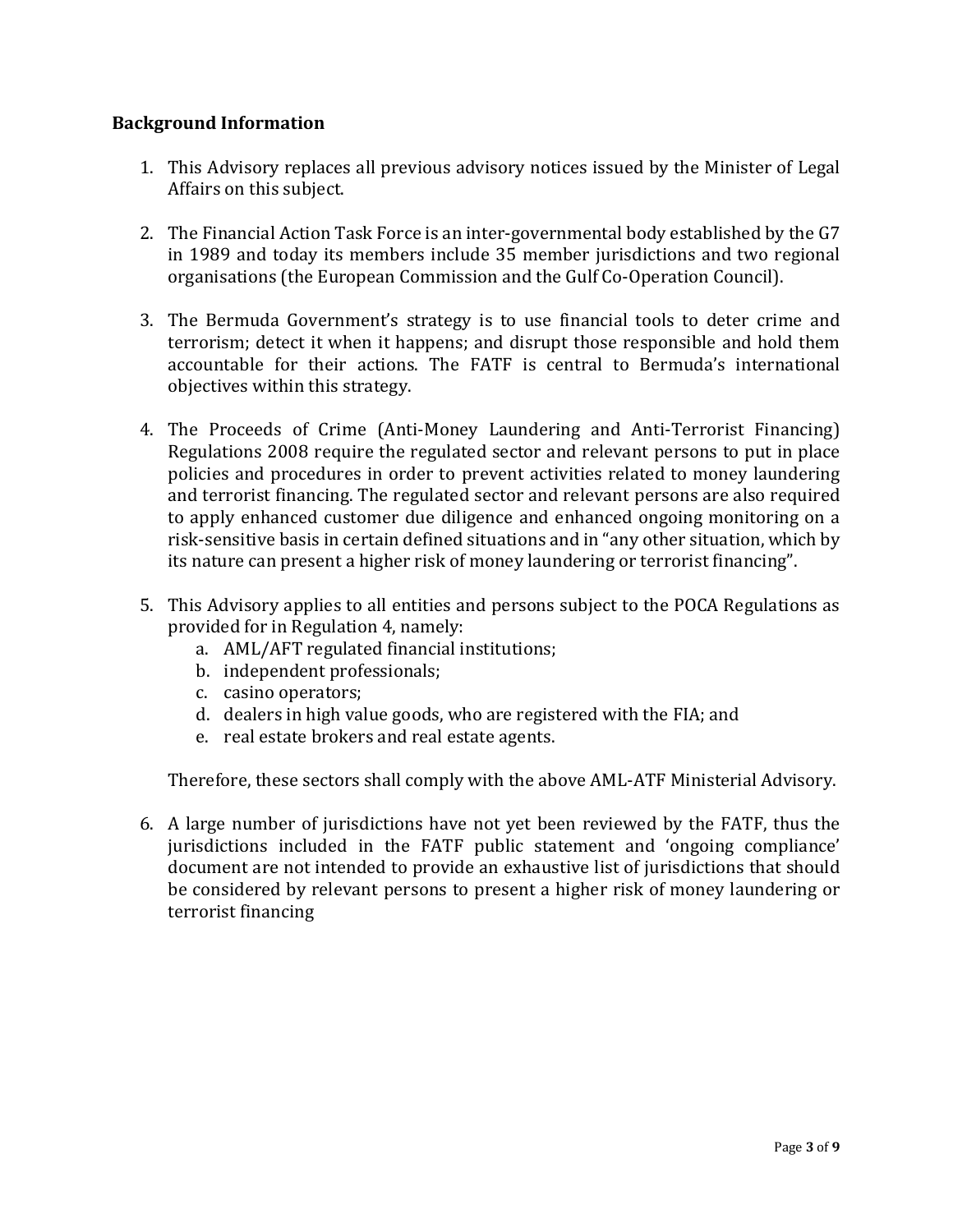**Background Information**

1. This Advisory replaces all previous advisory notices issued by the Minister of Legal Affairs on this subject.

2. The Financial Action Task Force is an inter-governmental body established by the G7 in 1989 and today its members include 35 member jurisdictions and two regional organisations (the European Commission and the Gulf Co-Operation Council).

3. The Bermuda Government's strategy is to use financial tools to deter crime and terrorism; detect it when it happens; and disrupt those responsible and hold them accountable for their actions. The FATF is central to Bermuda's international objectives within this strategy.

4. The Proceeds of Crime (Anti-Money Laundering and Anti-Terrorist Financing) Regulations 2008 require the regulated sector and relevant persons to put in place policies and procedures in order to prevent activities related to money laundering and terrorist financing. The regulated sector and relevant persons are also required to apply enhanced customer due diligence and enhanced ongoing monitoring on a risk-sensitive basis in certain defined situations and in "any other situation, which by its nature can present a higher risk of money laundering or terrorist financing".

5. This Advisory applies to all entities and persons subject to the POCA Regulations as provided for in Regulation 4, namely:
   a. AML/AFT regulated financial institutions;
   b. independent professionals;
   c. casino operators;
   d. dealers in high value goods, who are registered with the FIA; and
   e. real estate brokers and real estate agents.

   Therefore, these sectors shall comply with the above AML-ATF Ministerial Advisory.

6. A large number of jurisdictions have not yet been reviewed by the FATF, thus the jurisdictions included in the FATF public statement and 'ongoing compliance' document are not intended to provide an exhaustive list of jurisdictions that should be considered by relevant persons to present a higher risk of money laundering or terrorist financing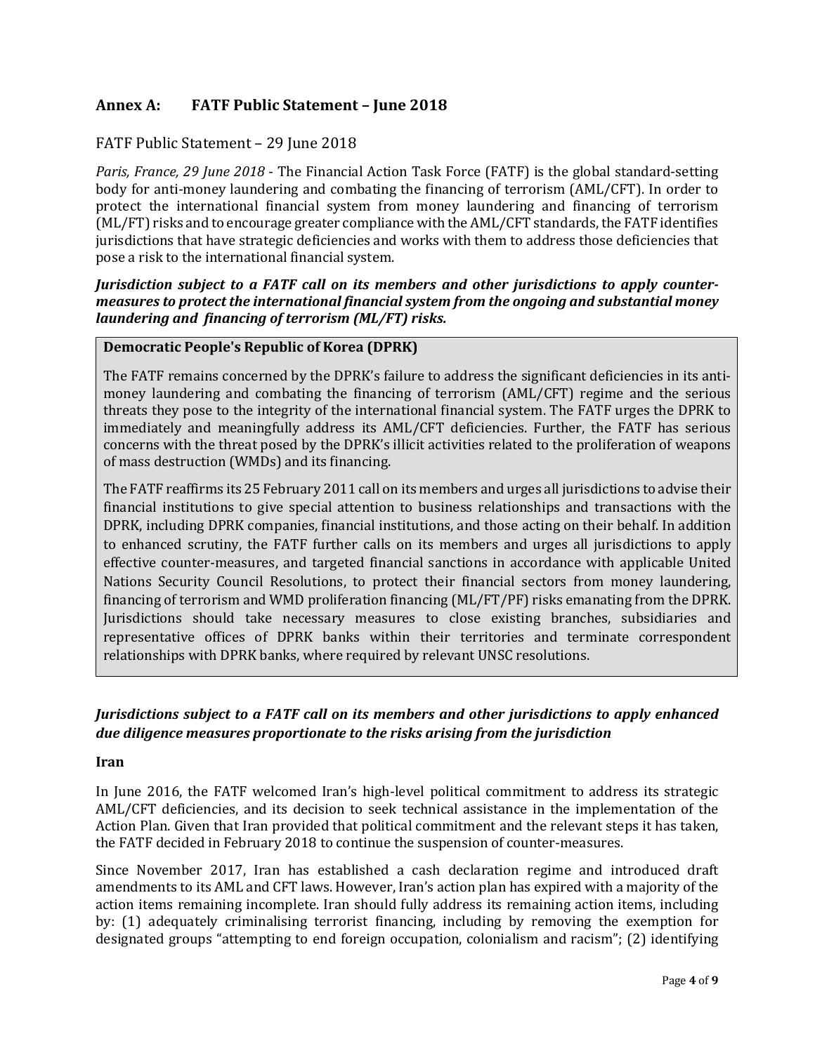## Annex A: FATF Public Statement – June 2018

### FATF Public Statement – 29 June 2018

*Paris, France, 29 June 2018* - The Financial Action Task Force (FATF) is the global standard-setting body for anti-money laundering and combating the financing of terrorism (AML/CFT). In order to protect the international financial system from money laundering and financing of terrorism (ML/FT) risks and to encourage greater compliance with the AML/CFT standards, the FATF identifies jurisdictions that have strategic deficiencies and works with them to address those deficiencies that pose a risk to the international financial system.

***Jurisdiction subject to a FATF call on its members and other jurisdictions to apply counter-measures to protect the international financial system from the ongoing and substantial money laundering and financing of terrorism (ML/FT) risks.***

**Democratic People's Republic of Korea (DPRK)**

The FATF remains concerned by the DPRK's failure to address the significant deficiencies in its anti-money laundering and combating the financing of terrorism (AML/CFT) regime and the serious threats they pose to the integrity of the international financial system. The FATF urges the DPRK to immediately and meaningfully address its AML/CFT deficiencies. Further, the FATF has serious concerns with the threat posed by the DPRK's illicit activities related to the proliferation of weapons of mass destruction (WMDs) and its financing.

The FATF reaffirms its 25 February 2011 call on its members and urges all jurisdictions to advise their financial institutions to give special attention to business relationships and transactions with the DPRK, including DPRK companies, financial institutions, and those acting on their behalf. In addition to enhanced scrutiny, the FATF further calls on its members and urges all jurisdictions to apply effective counter-measures, and targeted financial sanctions in accordance with applicable United Nations Security Council Resolutions, to protect their financial sectors from money laundering, financing of terrorism and WMD proliferation financing (ML/FT/PF) risks emanating from the DPRK. Jurisdictions should take necessary measures to close existing branches, subsidiaries and representative offices of DPRK banks within their territories and terminate correspondent relationships with DPRK banks, where required by relevant UNSC resolutions.

***Jurisdictions subject to a FATF call on its members and other jurisdictions to apply enhanced due diligence measures proportionate to the risks arising from the jurisdiction***

**Iran**

In June 2016, the FATF welcomed Iran's high-level political commitment to address its strategic AML/CFT deficiencies, and its decision to seek technical assistance in the implementation of the Action Plan. Given that Iran provided that political commitment and the relevant steps it has taken, the FATF decided in February 2018 to continue the suspension of counter-measures.

Since November 2017, Iran has established a cash declaration regime and introduced draft amendments to its AML and CFT laws. However, Iran's action plan has expired with a majority of the action items remaining incomplete. Iran should fully address its remaining action items, including by: (1) adequately criminalising terrorist financing, including by removing the exemption for designated groups "attempting to end foreign occupation, colonialism and racism"; (2) identifying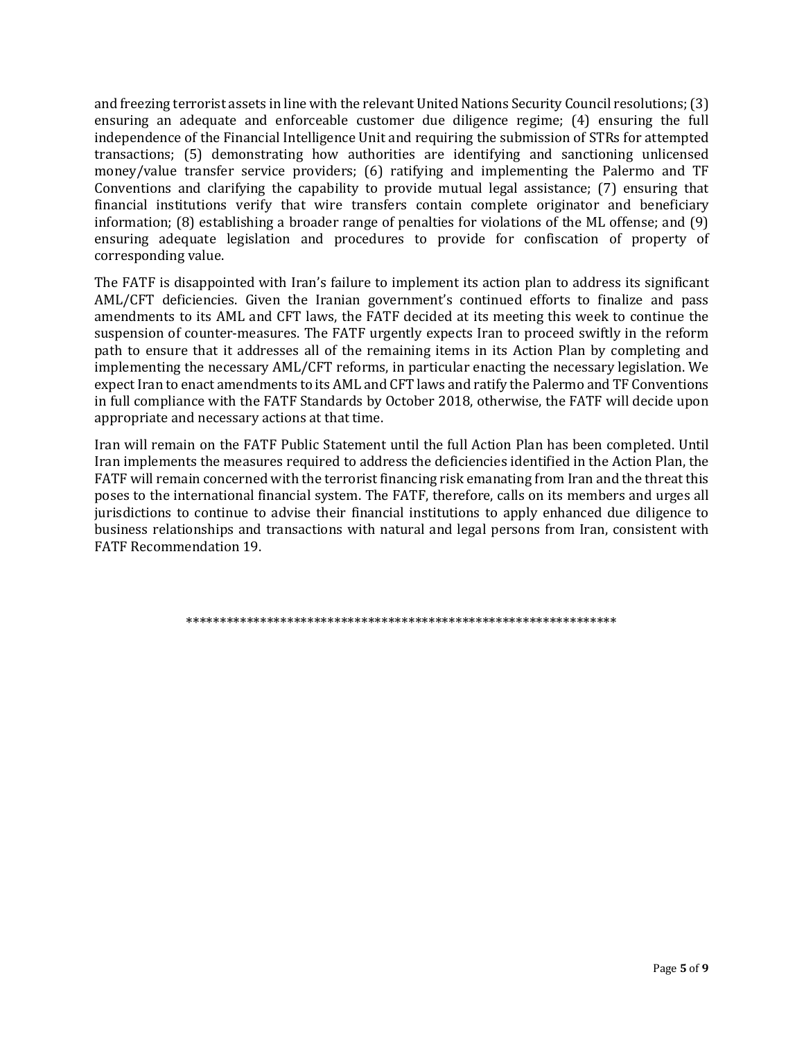and freezing terrorist assets in line with the relevant United Nations Security Council resolutions; (3) ensuring an adequate and enforceable customer due diligence regime; (4) ensuring the full independence of the Financial Intelligence Unit and requiring the submission of STRs for attempted transactions; (5) demonstrating how authorities are identifying and sanctioning unlicensed money/value transfer service providers; (6) ratifying and implementing the Palermo and TF Conventions and clarifying the capability to provide mutual legal assistance; (7) ensuring that financial institutions verify that wire transfers contain complete originator and beneficiary information; (8) establishing a broader range of penalties for violations of the ML offense; and (9) ensuring adequate legislation and procedures to provide for confiscation of property of corresponding value.

The FATF is disappointed with Iran's failure to implement its action plan to address its significant AML/CFT deficiencies. Given the Iranian government's continued efforts to finalize and pass amendments to its AML and CFT laws, the FATF decided at its meeting this week to continue the suspension of counter-measures. The FATF urgently expects Iran to proceed swiftly in the reform path to ensure that it addresses all of the remaining items in its Action Plan by completing and implementing the necessary AML/CFT reforms, in particular enacting the necessary legislation. We expect Iran to enact amendments to its AML and CFT laws and ratify the Palermo and TF Conventions in full compliance with the FATF Standards by October 2018, otherwise, the FATF will decide upon appropriate and necessary actions at that time.

Iran will remain on the FATF Public Statement until the full Action Plan has been completed. Until Iran implements the measures required to address the deficiencies identified in the Action Plan, the FATF will remain concerned with the terrorist financing risk emanating from Iran and the threat this poses to the international financial system. The FATF, therefore, calls on its members and urges all jurisdictions to continue to advise their financial institutions to apply enhanced due diligence to business relationships and transactions with natural and legal persons from Iran, consistent with FATF Recommendation 19.

*****************************************************************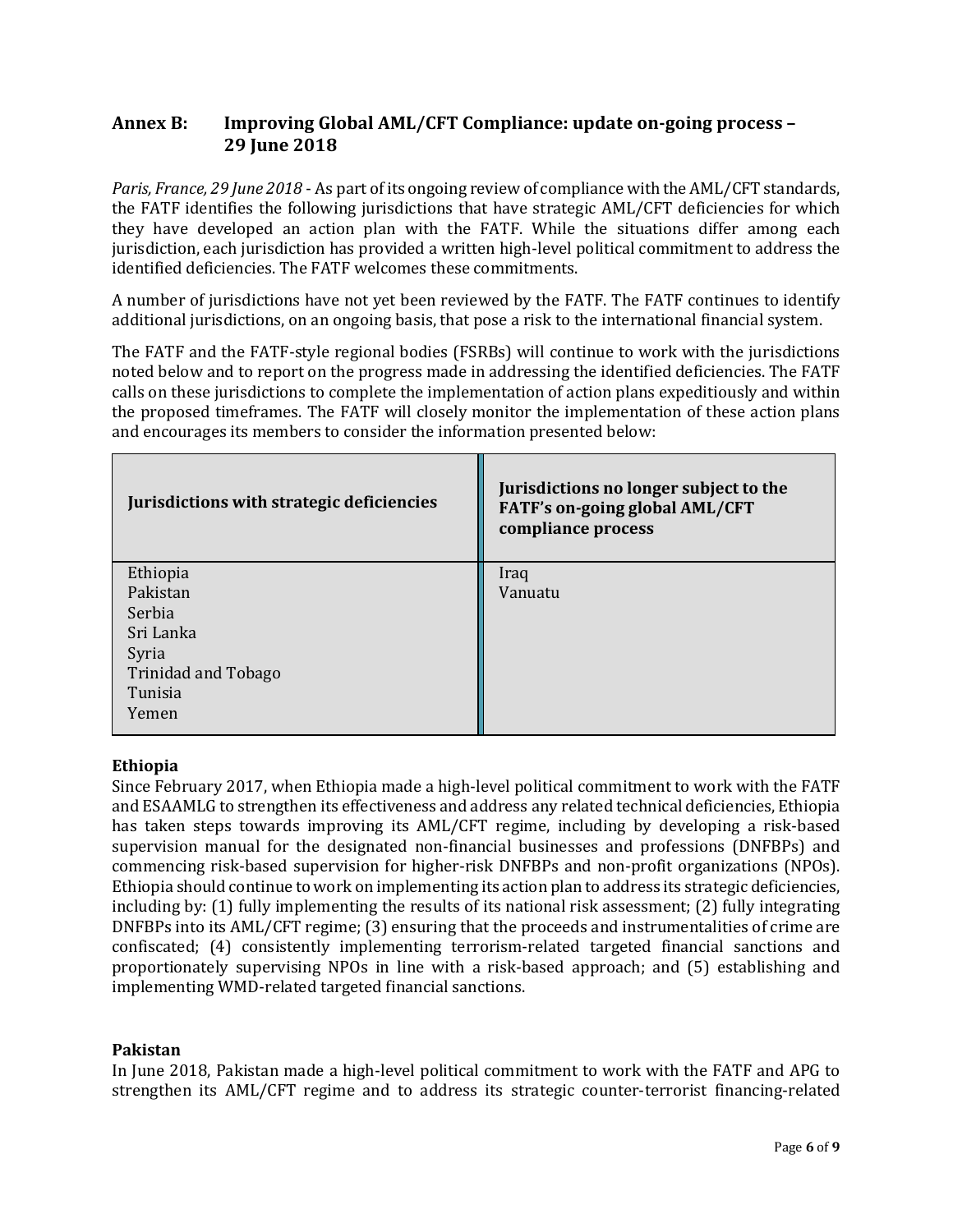## Annex B: Improving Global AML/CFT Compliance: update on-going process – 29 June 2018

*Paris, France, 29 June 2018* - As part of its ongoing review of compliance with the AML/CFT standards, the FATF identifies the following jurisdictions that have strategic AML/CFT deficiencies for which they have developed an action plan with the FATF. While the situations differ among each jurisdiction, each jurisdiction has provided a written high-level political commitment to address the identified deficiencies. The FATF welcomes these commitments.

A number of jurisdictions have not yet been reviewed by the FATF. The FATF continues to identify additional jurisdictions, on an ongoing basis, that pose a risk to the international financial system.

The FATF and the FATF-style regional bodies (FSRBs) will continue to work with the jurisdictions noted below and to report on the progress made in addressing the identified deficiencies. The FATF calls on these jurisdictions to complete the implementation of action plans expeditiously and within the proposed timeframes. The FATF will closely monitor the implementation of these action plans and encourages its members to consider the information presented below:

| **Jurisdictions with strategic deficiencies** | **Jurisdictions no longer subject to the FATF's on-going global AML/CFT compliance process** |
|---|---|
| Ethiopia<br>Pakistan<br>Serbia<br>Sri Lanka<br>Syria<br>Trinidad and Tobago<br>Tunisia<br>Yemen | Iraq<br>Vanuatu |

**Ethiopia**

Since February 2017, when Ethiopia made a high-level political commitment to work with the FATF and ESAAMLG to strengthen its effectiveness and address any related technical deficiencies, Ethiopia has taken steps towards improving its AML/CFT regime, including by developing a risk-based supervision manual for the designated non-financial businesses and professions (DNFBPs) and commencing risk-based supervision for higher-risk DNFBPs and non-profit organizations (NPOs). Ethiopia should continue to work on implementing its action plan to address its strategic deficiencies, including by: (1) fully implementing the results of its national risk assessment; (2) fully integrating DNFBPs into its AML/CFT regime; (3) ensuring that the proceeds and instrumentalities of crime are confiscated; (4) consistently implementing terrorism-related targeted financial sanctions and proportionately supervising NPOs in line with a risk-based approach; and (5) establishing and implementing WMD-related targeted financial sanctions.

**Pakistan**

In June 2018, Pakistan made a high-level political commitment to work with the FATF and APG to strengthen its AML/CFT regime and to address its strategic counter-terrorist financing-related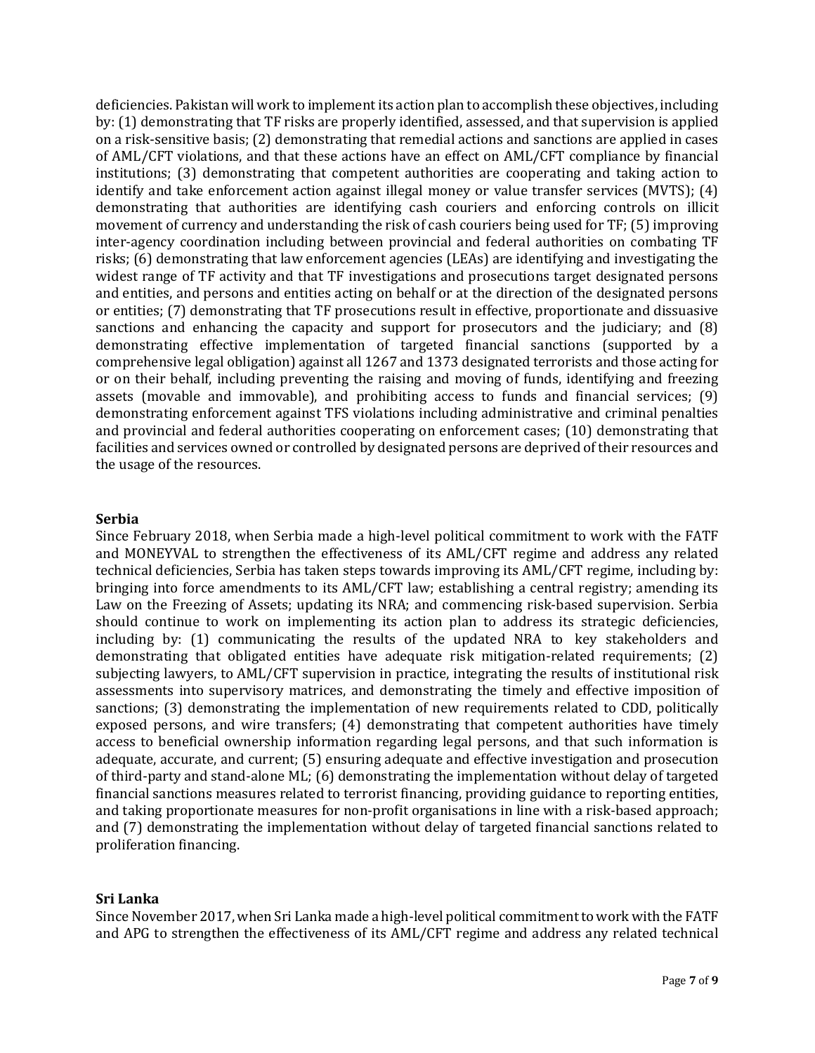deficiencies. Pakistan will work to implement its action plan to accomplish these objectives, including by: (1) demonstrating that TF risks are properly identified, assessed, and that supervision is applied on a risk-sensitive basis; (2) demonstrating that remedial actions and sanctions are applied in cases of AML/CFT violations, and that these actions have an effect on AML/CFT compliance by financial institutions; (3) demonstrating that competent authorities are cooperating and taking action to identify and take enforcement action against illegal money or value transfer services (MVTS); (4) demonstrating that authorities are identifying cash couriers and enforcing controls on illicit movement of currency and understanding the risk of cash couriers being used for TF; (5) improving inter-agency coordination including between provincial and federal authorities on combating TF risks; (6) demonstrating that law enforcement agencies (LEAs) are identifying and investigating the widest range of TF activity and that TF investigations and prosecutions target designated persons and entities, and persons and entities acting on behalf or at the direction of the designated persons or entities; (7) demonstrating that TF prosecutions result in effective, proportionate and dissuasive sanctions and enhancing the capacity and support for prosecutors and the judiciary; and (8) demonstrating effective implementation of targeted financial sanctions (supported by a comprehensive legal obligation) against all 1267 and 1373 designated terrorists and those acting for or on their behalf, including preventing the raising and moving of funds, identifying and freezing assets (movable and immovable), and prohibiting access to funds and financial services; (9) demonstrating enforcement against TFS violations including administrative and criminal penalties and provincial and federal authorities cooperating on enforcement cases; (10) demonstrating that facilities and services owned or controlled by designated persons are deprived of their resources and the usage of the resources.

**Serbia**

Since February 2018, when Serbia made a high-level political commitment to work with the FATF and MONEYVAL to strengthen the effectiveness of its AML/CFT regime and address any related technical deficiencies, Serbia has taken steps towards improving its AML/CFT regime, including by: bringing into force amendments to its AML/CFT law; establishing a central registry; amending its Law on the Freezing of Assets; updating its NRA; and commencing risk-based supervision. Serbia should continue to work on implementing its action plan to address its strategic deficiencies, including by: (1) communicating the results of the updated NRA to key stakeholders and demonstrating that obligated entities have adequate risk mitigation-related requirements; (2) subjecting lawyers, to AML/CFT supervision in practice, integrating the results of institutional risk assessments into supervisory matrices, and demonstrating the timely and effective imposition of sanctions; (3) demonstrating the implementation of new requirements related to CDD, politically exposed persons, and wire transfers; (4) demonstrating that competent authorities have timely access to beneficial ownership information regarding legal persons, and that such information is adequate, accurate, and current; (5) ensuring adequate and effective investigation and prosecution of third-party and stand-alone ML; (6) demonstrating the implementation without delay of targeted financial sanctions measures related to terrorist financing, providing guidance to reporting entities, and taking proportionate measures for non-profit organisations in line with a risk-based approach; and (7) demonstrating the implementation without delay of targeted financial sanctions related to proliferation financing.

**Sri Lanka**

Since November 2017, when Sri Lanka made a high-level political commitment to work with the FATF and APG to strengthen the effectiveness of its AML/CFT regime and address any related technical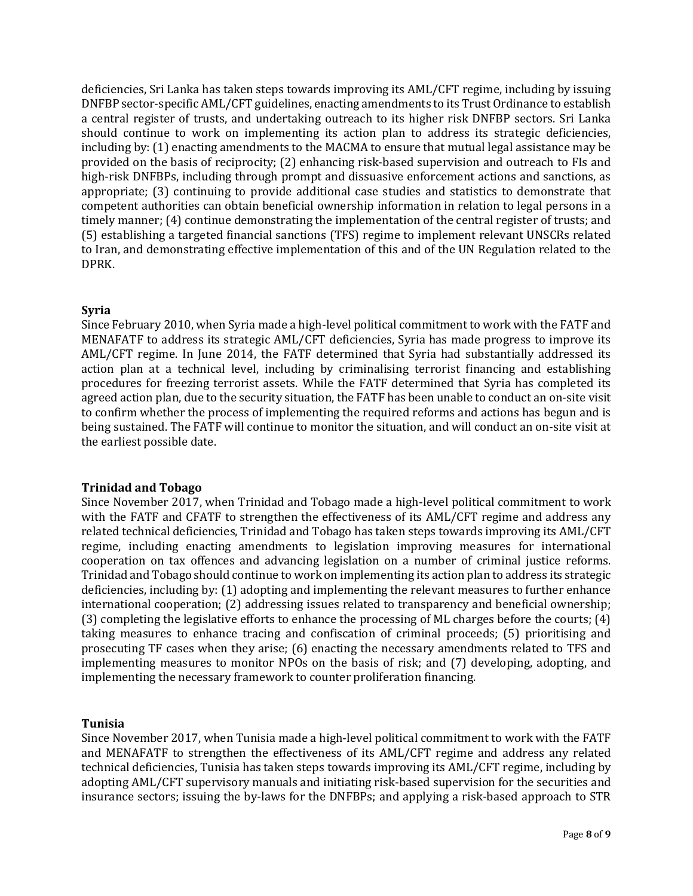deficiencies, Sri Lanka has taken steps towards improving its AML/CFT regime, including by issuing DNFBP sector-specific AML/CFT guidelines, enacting amendments to its Trust Ordinance to establish a central register of trusts, and undertaking outreach to its higher risk DNFBP sectors. Sri Lanka should continue to work on implementing its action plan to address its strategic deficiencies, including by: (1) enacting amendments to the MACMA to ensure that mutual legal assistance may be provided on the basis of reciprocity; (2) enhancing risk-based supervision and outreach to FIs and high-risk DNFBPs, including through prompt and dissuasive enforcement actions and sanctions, as appropriate; (3) continuing to provide additional case studies and statistics to demonstrate that competent authorities can obtain beneficial ownership information in relation to legal persons in a timely manner; (4) continue demonstrating the implementation of the central register of trusts; and (5) establishing a targeted financial sanctions (TFS) regime to implement relevant UNSCRs related to Iran, and demonstrating effective implementation of this and of the UN Regulation related to the DPRK.

**Syria**

Since February 2010, when Syria made a high-level political commitment to work with the FATF and MENAFATF to address its strategic AML/CFT deficiencies, Syria has made progress to improve its AML/CFT regime. In June 2014, the FATF determined that Syria had substantially addressed its action plan at a technical level, including by criminalising terrorist financing and establishing procedures for freezing terrorist assets. While the FATF determined that Syria has completed its agreed action plan, due to the security situation, the FATF has been unable to conduct an on-site visit to confirm whether the process of implementing the required reforms and actions has begun and is being sustained. The FATF will continue to monitor the situation, and will conduct an on-site visit at the earliest possible date.

**Trinidad and Tobago**

Since November 2017, when Trinidad and Tobago made a high-level political commitment to work with the FATF and CFATF to strengthen the effectiveness of its AML/CFT regime and address any related technical deficiencies, Trinidad and Tobago has taken steps towards improving its AML/CFT regime, including enacting amendments to legislation improving measures for international cooperation on tax offences and advancing legislation on a number of criminal justice reforms. Trinidad and Tobago should continue to work on implementing its action plan to address its strategic deficiencies, including by: (1) adopting and implementing the relevant measures to further enhance international cooperation; (2) addressing issues related to transparency and beneficial ownership; (3) completing the legislative efforts to enhance the processing of ML charges before the courts; (4) taking measures to enhance tracing and confiscation of criminal proceeds; (5) prioritising and prosecuting TF cases when they arise; (6) enacting the necessary amendments related to TFS and implementing measures to monitor NPOs on the basis of risk; and (7) developing, adopting, and implementing the necessary framework to counter proliferation financing.

**Tunisia**

Since November 2017, when Tunisia made a high-level political commitment to work with the FATF and MENAFATF to strengthen the effectiveness of its AML/CFT regime and address any related technical deficiencies, Tunisia has taken steps towards improving its AML/CFT regime, including by adopting AML/CFT supervisory manuals and initiating risk-based supervision for the securities and insurance sectors; issuing the by-laws for the DNFBPs; and applying a risk-based approach to STR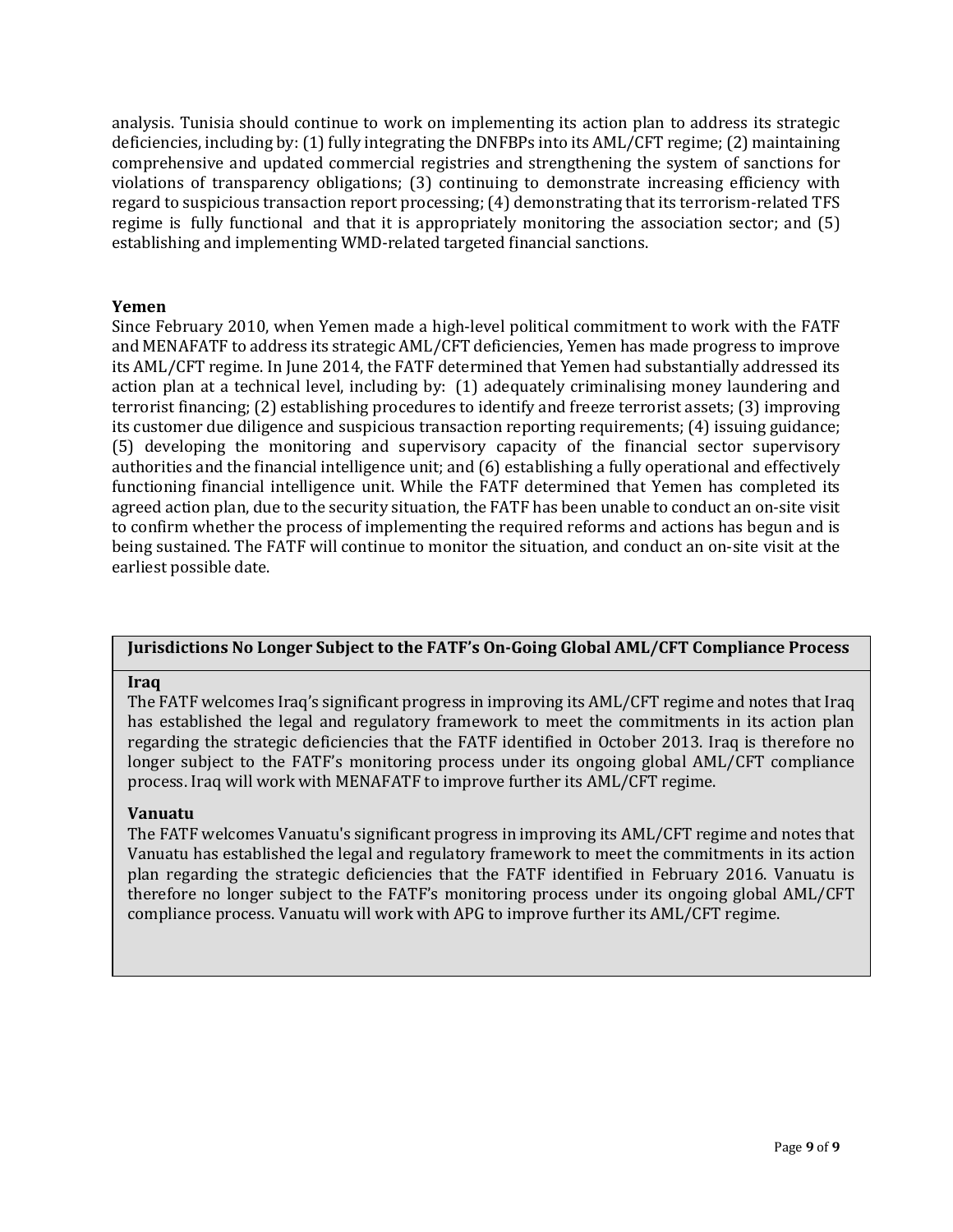analysis. Tunisia should continue to work on implementing its action plan to address its strategic deficiencies, including by: (1) fully integrating the DNFBPs into its AML/CFT regime; (2) maintaining comprehensive and updated commercial registries and strengthening the system of sanctions for violations of transparency obligations; (3) continuing to demonstrate increasing efficiency with regard to suspicious transaction report processing; (4) demonstrating that its terrorism-related TFS regime is fully functional and that it is appropriately monitoring the association sector; and (5) establishing and implementing WMD-related targeted financial sanctions.

**Yemen**

Since February 2010, when Yemen made a high-level political commitment to work with the FATF and MENAFATF to address its strategic AML/CFT deficiencies, Yemen has made progress to improve its AML/CFT regime. In June 2014, the FATF determined that Yemen had substantially addressed its action plan at a technical level, including by: (1) adequately criminalising money laundering and terrorist financing; (2) establishing procedures to identify and freeze terrorist assets; (3) improving its customer due diligence and suspicious transaction reporting requirements; (4) issuing guidance; (5) developing the monitoring and supervisory capacity of the financial sector supervisory authorities and the financial intelligence unit; and (6) establishing a fully operational and effectively functioning financial intelligence unit. While the FATF determined that Yemen has completed its agreed action plan, due to the security situation, the FATF has been unable to conduct an on-site visit to confirm whether the process of implementing the required reforms and actions has begun and is being sustained. The FATF will continue to monitor the situation, and conduct an on-site visit at the earliest possible date.

**Jurisdictions No Longer Subject to the FATF's On-Going Global AML/CFT Compliance Process**

**Iraq**

The FATF welcomes Iraq's significant progress in improving its AML/CFT regime and notes that Iraq has established the legal and regulatory framework to meet the commitments in its action plan regarding the strategic deficiencies that the FATF identified in October 2013. Iraq is therefore no longer subject to the FATF's monitoring process under its ongoing global AML/CFT compliance process. Iraq will work with MENAFATF to improve further its AML/CFT regime.

**Vanuatu**

The FATF welcomes Vanuatu's significant progress in improving its AML/CFT regime and notes that Vanuatu has established the legal and regulatory framework to meet the commitments in its action plan regarding the strategic deficiencies that the FATF identified in February 2016. Vanuatu is therefore no longer subject to the FATF's monitoring process under its ongoing global AML/CFT compliance process. Vanuatu will work with APG to improve further its AML/CFT regime.